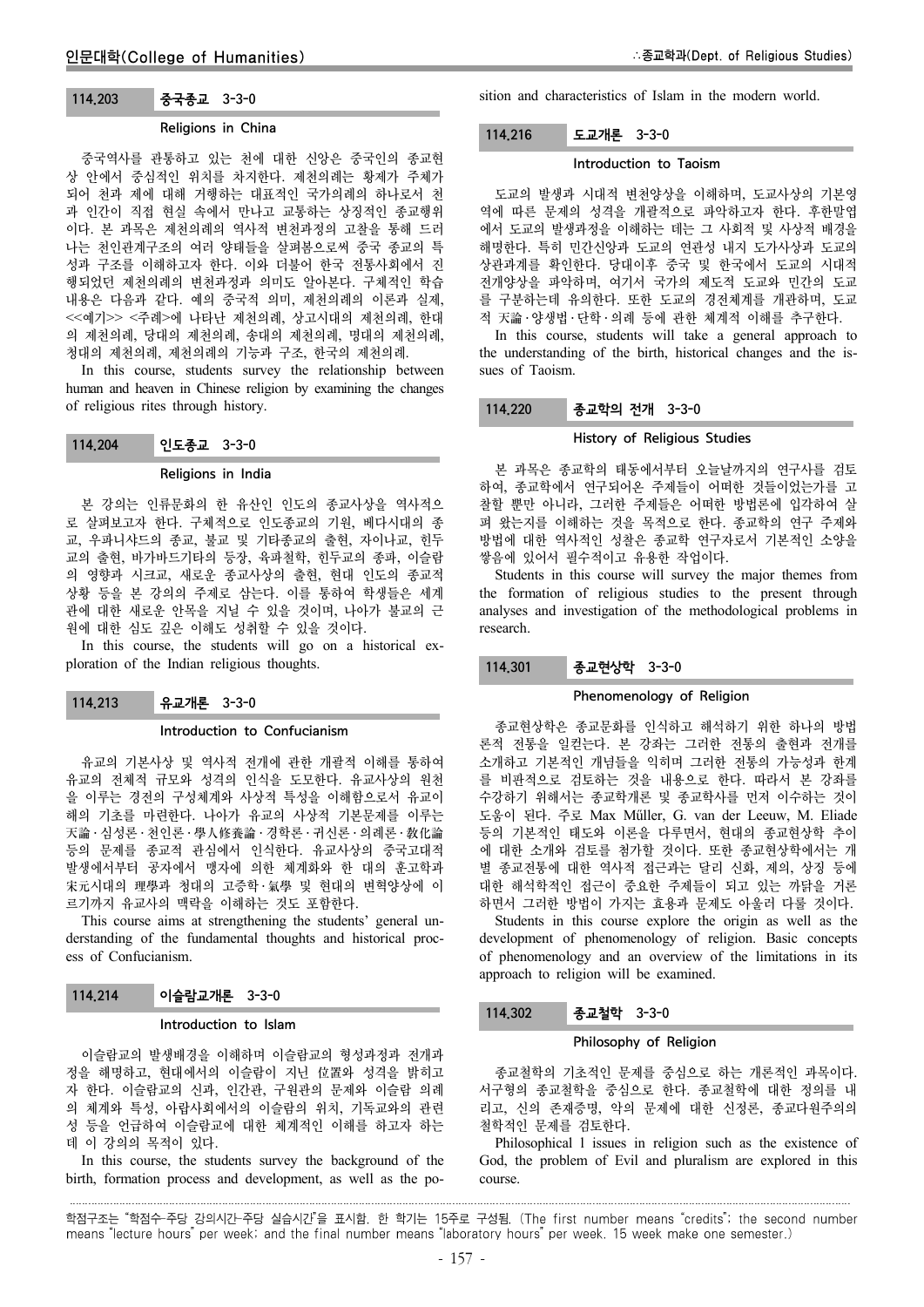### 114.203 중국종교 3-3-0

**Religions in China**

중국역사를 관통하고 있는 천에 대한 신앙은 중국인의 종교현상 안에서 중심적인 위치를 차지한다. 제천의례는 황제가 주체가 되어 천과 제에 대해 거행하는 대표적인 국가의례의 하나로서 천과 인간이 직접 현실 속에서 만나고 교통하는 상징적인 종교행위이다. 본 과목은 제천의례의 역사적 변천과정의 고찰을 통해 드러나는 천인관계구조의 여러 양태들을 살펴봄으로써 중국 종교의 특성과 구조를 이해하고자 한다. 이와 더불어 한국 전통사회에서 진행되었던 제천의례의 변천과정과 의미도 알아본다. 구체적인 학습내용은 다음과 같다. 예의 중국적 의미, 제천의례의 이론과 실제, <<예기>> <주례>에 나타난 제천의례, 상고시대의 제천의례, 한대의 제천의례, 당대의 제천의례, 송대의 제천의례, 명대의 제천의례, 청대의 제천의례, 제천의례의 기능과 구조, 한국의 제천의례.

In this course, students survey the relationship between human and heaven in Chinese religion by examining the changes of religious rites through history.

### 114.204 인도종교 3-3-0

**Religions in India**

본 강의는 인류문화의 한 유산인 인도의 종교사상을 역사적으로 살펴보고자 한다. 구체적으로 인도종교의 기원, 베다시대의 종교, 우파니샤드의 종교, 불교 및 기타종교의 출현, 자이나교, 힌두교의 출현, 바가바드기타의 등장, 육파철학, 힌두교의 종파, 이슬람의 영향과 시크교, 새로운 종교사상의 출현, 현대 인도의 종교적 상황 등을 본 강의의 주제로 삼는다. 이를 통하여 학생들은 세계관에 대한 새로운 안목을 지닐 수 있을 것이며, 나아가 불교의 근원에 대한 심도 깊은 이해도 성취할 수 있을 것이다.

In this course, the students will go on a historical exploration of the Indian religious thoughts.

### 114.213 유교개론 3-3-0

**Introduction to Confucianism**

유교의 기본사상 및 역사적 전개에 관한 개괄적 이해를 통하여 유교의 전체적 규모와 성격의 인식을 도모한다. 유교사상의 원천을 이루는 경전의 구성체계와 사상적 특성을 이해함으로서 유교이해의 기초를 마련한다. 나아가 유교의 사상적 기본문제를 이루는 天論·심성론·천인론·學人修養論·경학론·귀신론·의례론·敎化論 등의 문제를 종교적 관심에서 인식한다. 유교사상의 중국고대적 발생에서부터 공자에서 맹자에 의한 체계화와 한 대의 훈고학과 宋元시대의 理學과 청대의 고증학·氣學 및 현대의 변혁양상에 이르기까지 유교사의 맥락을 이해하는 것도 포함한다.

This course aims at strengthening the students' general understanding of the fundamental thoughts and historical process of Confucianism.

### 114.214 이슬람교개론 3-3-0

**Introduction to Islam**

이슬람교의 발생배경을 이해하며 이슬람교의 형성과정과 전개과정을 해명하고, 현대에서의 이슬람이 지닌 位置와 성격을 밝히고자 한다. 이슬람교의 신관, 인간관, 구원관의 문제와 이슬람 의례의 체계와 특성, 아랍사회에서의 이슬람의 위치, 기독교와의 관련성 등을 언급하여 이슬람교에 대한 체계적인 이해를 하고자 하는데 이 강의의 목적이 있다.

In this course, the students survey the background of the birth, formation process and development, as well as the position and characteristics of Islam in the modern world.

### 114.216 도교개론 3-3-0

**Introduction to Taoism**

도교의 발생과 시대적 변천양상을 이해하며, 도교사상의 기본영역에 따른 문제의 성격을 개괄적으로 파악하고자 한다. 후한말엽에서 도교의 발생과정을 이해하는 데는 그 사회적 및 사상적 배경을 해명한다. 특히 민간신앙과 도교의 연관성 내지 도가사상과 도교의 상관과계를 확인한다. 당대이후 중국 및 한국에서 도교의 시대적 전개양상을 파악하며, 여기서 국가의 제도적 도교와 민간의 도교를 구분하는데 유의한다. 또한 도교의 경전체계를 개관하며, 도교적 天論·양생법·단학·의례 등에 관한 체계적 이해를 추구한다.

In this course, students will take a general approach to the understanding of the birth, historical changes and the issues of Taoism.

### 114.220 종교학의 전개 3-3-0

**History of Religious Studies**

본 과목은 종교학의 태동에서부터 오늘날까지의 연구사를 검토하여, 종교학에서 연구되어온 주제들이 어떠한 것들이었는가를 고찰할 뿐만 아니라, 그러한 주제들은 어떠한 방법론에 입각하여 살펴 왔는지를 이해하는 것을 목적으로 한다. 종교학의 연구 주제와 방법에 대한 역사적 성찰은 종교학 연구자로서 기본적인 소양을 쌓음에 있어서 필수적이고 유용한 작업이다.

Students in this course will survey the major themes from the formation of religious studies to the present through analyses and investigation of the methodological problems in research.

### 114.301 종교현상학 3-3-0

**Phenomenology of Religion**

종교현상학은 종교문화를 인식하고 해석하기 위한 하나의 방법론적 전통을 일컫는다. 본 강좌는 그러한 전통의 출현과 전개를 소개하고 기본적인 개념들을 익히며 그러한 전통의 가능성과 한계를 비판적으로 검토하는 것을 내용으로 한다. 따라서 본 강좌를 수강하기 위해서는 종교학개론 및 종교학사를 먼저 이수하는 것이 도움이 된다. 주로 Max Müller, G. van der Leeuw, M. Eliade 등의 기본적인 태도와 이론을 다루면서, 현대의 종교현상학 추이에 대한 소개와 검토를 첨가할 것이다. 또한 종교현상학에서는 개별 종교전통에 대한 역사적 접근과는 달리 신화, 제의, 상징 등에 대한 해석학적인 접근이 중요한 주제들이 되고 있는 까닭을 거론하면서 그러한 방법이 가지는 효용과 문제도 아울러 다룰 것이다.

Students in this course explore the origin as well as the development of phenomenology of religion. Basic concepts of phenomenology and an overview of the limitations in its approach to religion will be examined.

### 114.302 종교철학 3-3-0

**Philosophy of Religion**

종교철학의 기초적인 문제를 중심으로 하는 개론적인 과목이다. 서구형의 종교철학을 중심으로 한다. 종교철학에 대한 정의를 내리고, 신의 존재증명, 악의 문제에 대한 신정론, 종교다원주의의 철학적인 문제를 검토한다.

Philosophical l issues in religion such as the existence of God, the problem of Evil and pluralism are explored in this course.

---

학점구조는 "학점수-주당 강의시간-주당 실습시간"을 표시함. 한 학기는 15주로 구성됨. (The first number means "credits"; the second number means "lecture hours" per week; and the final number means "laboratory hours" per week. 15 week make one semester.)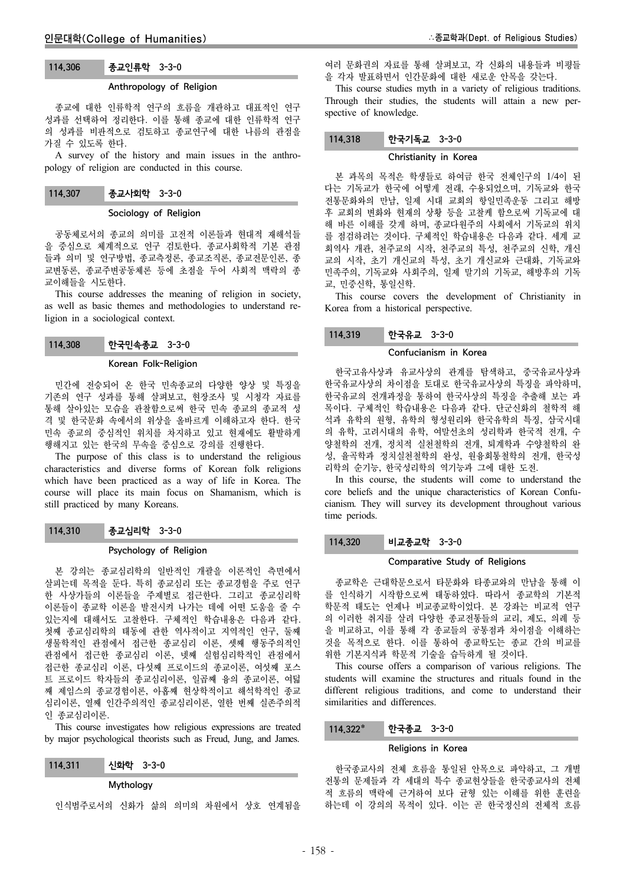### 114.306 종교인류학 3-3-0

**Anthropology of Religion**

종교에 대한 인류학적 연구의 흐름을 개관하고 대표적인 연구 성과를 선택하여 정리한다. 이를 통해 종교에 대한 인류학적 연구의 성과를 비판적으로 검토하고 종교연구에 대한 나름의 관점을 가질 수 있도록 한다.

A survey of the history and main issues in the anthropology of religion are conducted in this course.

### 114.307 종교사회학 3-3-0

**Sociology of Religion**

공동체로서의 종교의 의미를 고전적 이론들과 현대적 재해석들을 중심으로 체계적으로 연구 검토한다. 종교사회학적 기본 관점들과 의미 및 연구방법, 종교측정론, 종교조직론, 종교전문인론, 종교변동론, 종교주변공동체론 등에 초점을 두어 사회적 맥락의 종교이해들을 시도한다.

This course addresses the meaning of religion in society, as well as basic themes and methodologies to understand religion in a sociological context.

### 114.308 한국민속종교 3-3-0

**Korean Folk-Religion**

민간에 전승되어 온 한국 민속종교의 다양한 양상 및 특징을 기존의 연구 성과를 통해 살펴보고, 현장조사 및 시청각 자료를 통해 살아있는 모습을 관찰함으로써 한국 민속 종교의 종교적 성격 및 한국문화 속에서의 위상을 올바르게 이해하고자 한다. 한국 민속 종교의 중심적인 위치를 차지하고 있고 현재에도 활발하게 행해지고 있는 한국의 무속을 중심으로 강의를 진행한다.

The purpose of this class is to understand the religious characteristics and diverse forms of Korean folk religions which have been practiced as a way of life in Korea. The course will place its main focus on Shamanism, which is still practiced by many Koreans.

### 114.310 종교심리학 3-3-0

**Psychology of Religion**

본 강의는 종교심리학의 일반적인 개괄을 이론적인 측면에서 살피는데 목적을 둔다. 특히 종교심리 또는 종교경험을 주로 연구한 사상가들의 이론들을 주제별로 접근한다. 그리고 종교심리학 이론들이 종교학 이론을 발전시켜 나가는 데에 어떤 도움을 줄 수 있는지에 대해서도 고찰한다. 구체적인 학습내용은 다음과 같다. 첫째 종교심리학의 태동에 관한 역사적이고 지역적인 연구, 둘째 생물학적인 관점에서 접근한 종교심리 이론, 셋째 행동주의적인 관점에서 접근한 종교심리 이론, 넷째 실험심리학적인 관점에서 접근한 종교심리 이론, 다섯째 프로이드의 종교이론, 여섯째 포스트 프로이드 학자들의 종교심리이론, 일곱째 융의 종교이론, 여덟째 제임스의 종교경험이론, 아홉째 현상학적이고 해석학적인 종교심리이론, 열째 인간주의적인 종교심리이론, 열한 번째 실존주의적인 종교심리이론.

This course investigates how religious expressions are treated by major psychological theorists such as Freud, Jung, and James.

### 114.311 신화학 3-3-0

**Mythology**

인식범주로서의 신화가 삶의 의미의 차원에서 상호 연계됨을 여러 문화권의 자료를 통해 살펴보고, 각 신화의 내용들과 비평들을 각자 발표하면서 인간문화에 대한 새로운 안목을 갖는다.

This course studies myth in a variety of religious traditions. Through their studies, the students will attain a new perspective of knowledge.

### 114.318 한국기독교 3-3-0

**Christianity in Korea**

본 과목의 목적은 학생들로 하여금 한국 전체인구의 1/4이 된다는 기독교가 한국에 어떻게 전래, 수용되었으며, 기독교와 한국 전통문화와의 만남, 일제 시대 교회의 항일민족운동 그리고 해방 후 교회의 변화와 현재의 상황 등을 고찰케 함으로써 기독교에 대해 바른 이해를 갖게 하며, 종교다원주의 사회에서 기독교의 위치를 점검하려는 것이다. 구체적인 학습내용은 다음과 같다. 세계 교회역사 개관, 천주교의 시작, 천주교의 특성, 천주교의 신학, 개신교의 시작, 초기 개신교의 특성, 초기 개신교와 근대화, 기독교와 민족주의, 기독교와 사회주의, 일제 말기의 기독교, 해방후의 기독교, 민중신학, 통일신학.

This course covers the development of Christianity in Korea from a historical perspective.

### 114.319 한국유교 3-3-0

**Confucianism in Korea**

한국고유사상과 유교사상의 관계를 탐색하고, 중국유교사상과 한국유교사상의 차이점을 토대로 한국유교사상의 특징을 파악하며, 한국유교의 전개과정을 통하여 한국사상의 특징을 추출해 보는 과목이다. 구체적인 학습내용은 다음과 같다. 단군신화의 철학적 해석과 유학의 원형, 유학의 형성원리와 한국유학의 특징, 삼국시대의 유학, 고려시대의 유학, 여말선초의 성리학과 한국적 전개, 수양철학의 전개, 정치적 실천철학의 전개, 퇴계학과 수양철학의 완성, 율곡학과 정치실천철학의 완성, 원융회통철학의 전개, 한국성리학의 순기능, 한국성리학의 역기능과 그에 대한 도전.

In this course, the students will come to understand the core beliefs and the unique characteristics of Korean Confucianism. They will survey its development throughout various time periods.

### 114.320 비교종교학 3-3-0

**Comparative Study of Religions**

종교학은 근대학문으로서 타문화와 타종교와의 만남을 통해 이를 인식하기 시작함으로써 태동하였다. 따라서 종교학의 기본적 학문적 태도는 언제나 비교종교학이었다. 본 강좌는 비교적 연구의 이러한 취지를 살려 다양한 종교전통들의 교리, 제도, 의례 등을 비교하고, 이를 통해 각 종교들의 공통점과 차이점을 이해하는 것을 목적으로 한다. 이를 통하여 종교학도는 종교 간의 비교를 위한 기본지식과 학문적 기술을 습득하게 될 것이다.

This course offers a comparison of various religions. The students will examine the structures and rituals found in the different religious traditions, and come to understand their similarities and differences.

### 114.322* 한국종교 3-3-0

**Religions in Korea**

한국종교사의 전체 흐름을 통일된 안목으로 파악하고, 그 개별 전통의 문제들과 각 세대의 특수 종교현상들을 한국종교사의 전체적 흐름의 맥락에 근거하여 보다 균형 있는 이해를 위한 훈련을 하는데 이 강의의 목적이 있다. 이는 곧 한국정신의 전체적 흐름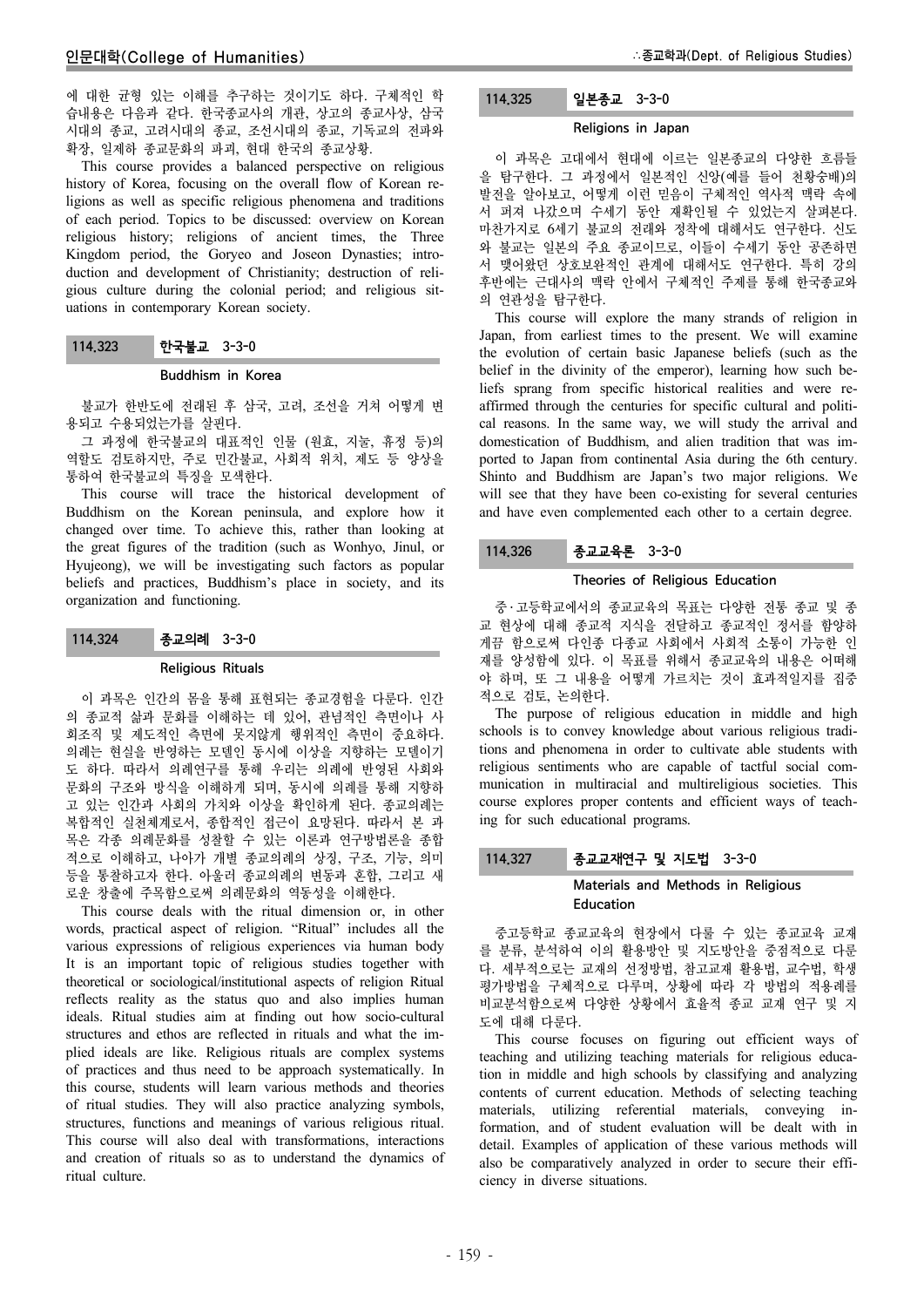에 대한 균형 있는 이해를 추구하는 것이기도 하다. 구체적인 학습내용은 다음과 같다. 한국종교사의 개관, 상고의 종교사상, 삼국시대의 종교, 고려시대의 종교, 조선시대의 종교, 기독교의 전파와 확장, 일제하 종교문화의 파괴, 현대 한국의 종교상황.

This course provides a balanced perspective on religious history of Korea, focusing on the overall flow of Korean religions as well as specific religious phenomena and traditions of each period. Topics to be discussed: overview on Korean religious history; religions of ancient times, the Three Kingdom period, the Goryeo and Joseon Dynasties; introduction and development of Christianity; destruction of religious culture during the colonial period; and religious situations in contemporary Korean society.

## 114.323 한국불교 3-3-0

### Buddhism in Korea

불교가 한반도에 전래된 후 삼국, 고려, 조선을 거쳐 어떻게 변용되고 수용되었는가를 살핀다.

그 과정에서 한국불교의 대표적인 인물 (원효, 지눌, 휴정 등)의 역할도 검토하지만, 주로 민간불교, 사회적 위치, 제도 등 양상을 통하여 한국불교의 특징을 모색한다.

This course will trace the historical development of Buddhism on the Korean peninsula, and explore how it changed over time. To achieve this, rather than looking at the great figures of the tradition (such as Wonhyo, Jinul, or Hyujeong), we will be investigating such factors as popular beliefs and practices, Buddhism's place in society, and its organization and functioning.

## 114.324 종교의례 3-3-0

### Religious Rituals

이 과목은 인간의 몸을 통해 표현되는 종교경험을 다룬다. 인간의 종교적 삶과 문화를 이해하는 데 있어, 관념적인 측면이나 사회조직 및 제도적인 측면에 못지않게 행위적인 측면이 중요하다. 의례는 현실을 반영하는 모델인 동시에 이상을 지향하는 모델이기도 하다. 따라서 의례연구를 통해 우리는 의례에 반영된 사회와 문화의 구조와 방식을 이해하게 되며, 동시에 의례를 통해 지향하고 있는 인간과 사회의 가치와 이상을 확인하게 된다. 종교의례는 복합적인 실천체계로서, 종합적인 접근이 요망된다. 따라서 본 과목은 각종 의례문화를 성찰할 수 있는 이론과 연구방법론을 종합적으로 이해하고, 나아가 개별 종교의례의 상징, 구조, 기능, 의미 등을 통찰하고자 한다. 아울러 종교의례의 변동과 혼합, 그리고 새로운 창출에 주목함으로써 의례문화의 역동성을 이해한다.

This course deals with the ritual dimension or, in other words, practical aspect of religion. "Ritual" includes all the various expressions of religious experiences via human body It is an important topic of religious studies together with theoretical or sociological/institutional aspects of religion Ritual reflects reality as the status quo and also implies human ideals. Ritual studies aim at finding out how socio-cultural structures and ethos are reflected in rituals and what the implied ideals are like. Religious rituals are complex systems of practices and thus need to be approach systematically. In this course, students will learn various methods and theories of ritual studies. They will also practice analyzing symbols, structures, functions and meanings of various religious ritual. This course will also deal with transformations, interactions and creation of rituals so as to understand the dynamics of ritual culture.

## 114.325 일본종교 3-3-0

### Religions in Japan

이 과목은 고대에서 현대에 이르는 일본종교의 다양한 흐름들을 탐구한다. 그 과정에서 일본적인 신앙(예를 들어 천황숭배)의 발전을 알아보고, 어떻게 이런 믿음이 구체적인 역사적 맥락 속에서 퍼져 나갔으며 수세기 동안 재확인될 수 있었는지 살펴본다. 마찬가지로 6세기 불교의 전래와 정착에 대해서도 연구한다. 신도와 불교는 일본의 주요 종교이므로, 이들이 수세기 동안 공존하면서 맺어왔던 상호보완적인 관계에 대해서도 연구한다. 특히 강의 후반에는 근대사의 맥락 안에서 구체적인 주제를 통해 한국종교와의 연관성을 탐구한다.

This course will explore the many strands of religion in Japan, from earliest times to the present. We will examine the evolution of certain basic Japanese beliefs (such as the belief in the divinity of the emperor), learning how such beliefs sprang from specific historical realities and were reaffirmed through the centuries for specific cultural and political reasons. In the same way, we will study the arrival and domestication of Buddhism, and alien tradition that was imported to Japan from continental Asia during the 6th century. Shinto and Buddhism are Japan's two major religions. We will see that they have been co-existing for several centuries and have even complemented each other to a certain degree.

## 114.326 종교교육론 3-3-0

### Theories of Religious Education

중·고등학교에서의 종교교육의 목표는 다양한 전통 종교 및 종교 현상에 대해 종교적 지식을 전달하고 종교적인 정서를 함양하게끔 함으로써 다인종 다종교 사회에서 사회적 소통이 가능한 인재를 양성함에 있다. 이 목표를 위해서 종교교육의 내용은 어떠해야 하며, 또 그 내용을 어떻게 가르치는 것이 효과적일지를 집중적으로 검토, 논의한다.

The purpose of religious education in middle and high schools is to convey knowledge about various religious traditions and phenomena in order to cultivate able students with religious sentiments who are capable of tactful social communication in multiracial and multireligious societies. This course explores proper contents and efficient ways of teaching for such educational programs.

## 114.327 종교교재연구 및 지도법 3-3-0

### Materials and Methods in Religious Education

중고등학교 종교교육의 현장에서 다룰 수 있는 종교교육 교재를 분류, 분석하여 이의 활용방안 및 지도방안을 중점적으로 다룬다. 세부적으로는 교재의 선정방법, 참고교재 활용법, 교수법, 학생 평가방법을 구체적으로 다루며, 상황에 따라 각 방법의 적용례를 비교분석함으로써 다양한 상황에서 효율적 종교 교재 연구 및 지도에 대해 다룬다.

This course focuses on figuring out efficient ways of teaching and utilizing teaching materials for religious education in middle and high schools by classifying and analyzing contents of current education. Methods of selecting teaching materials, utilizing referential materials, conveying information, and of student evaluation will be dealt with in detail. Examples of application of these various methods will also be comparatively analyzed in order to secure their efficiency in diverse situations.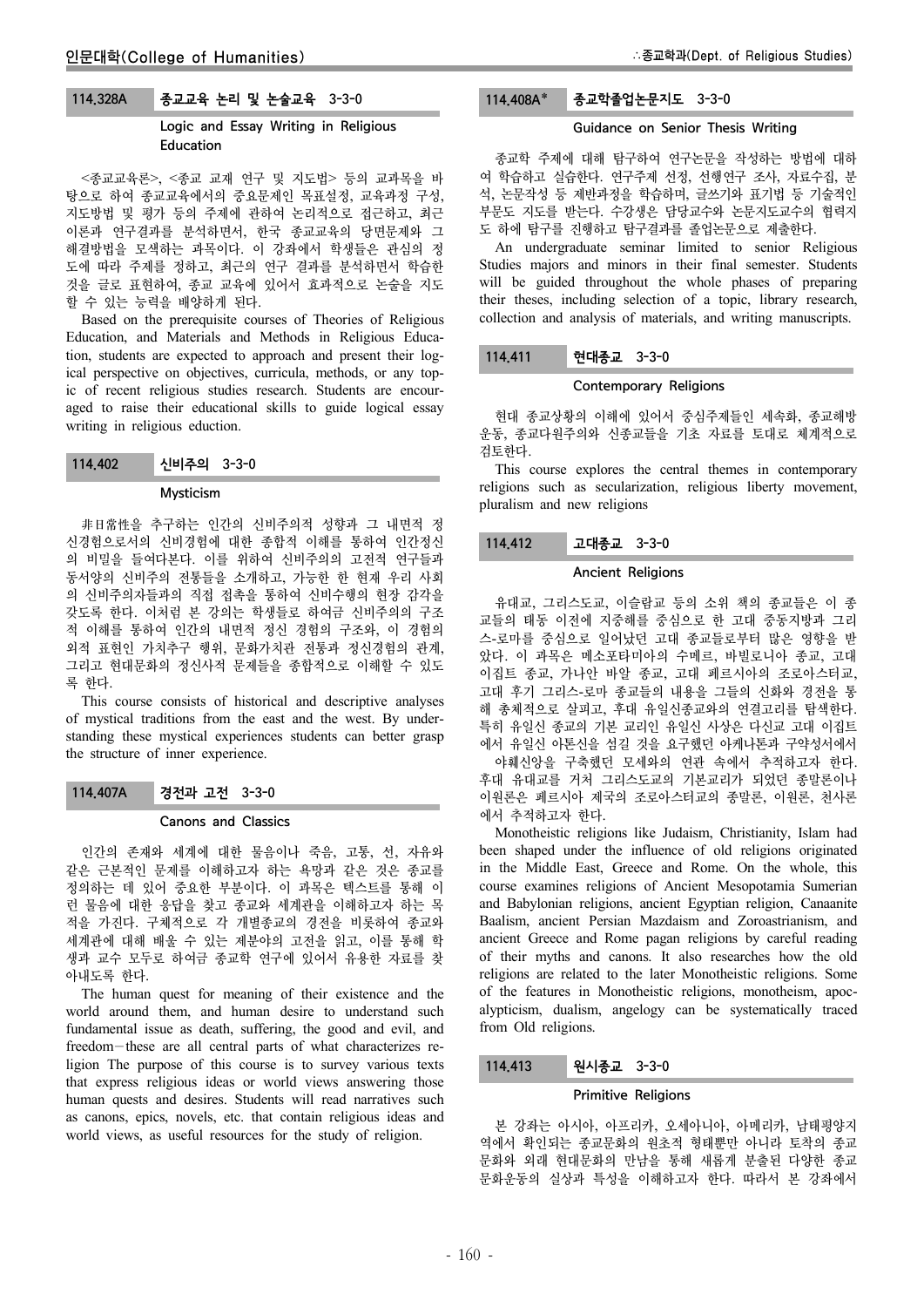### 114.328A 종교교육 논리 및 논술교육 3-3-0

#### Logic and Essay Writing in Religious Education

<종교교육론>, <종교 교재 연구 및 지도법> 등의 교과목을 바탕으로 하여 종교교육에서의 중요문제인 목표설정, 교육과정 구성, 지도방법 및 평가 등의 주제에 관하여 논리적으로 접근하고, 최근 이론과 연구결과를 분석하면서, 한국 종교교육의 당면문제와 그 해결방법을 모색하는 과목이다. 이 강좌에서 학생들은 관심의 정도에 따라 주제를 정하고, 최근의 연구 결과를 분석하면서 학습한 것을 글로 표현하여, 종교 교육에 있어서 효과적으로 논술을 지도할 수 있는 능력을 배양하게 된다.

Based on the prerequisite courses of Theories of Religious Education, and Materials and Methods in Religious Education, students are expected to approach and present their logical perspective on objectives, curricula, methods, or any topic of recent religious studies research. Students are encouraged to raise their educational skills to guide logical essay writing in religious eduction.

### 114.402 신비주의 3-3-0

#### Mysticism

非日常性을 추구하는 인간의 신비주의적 성향과 그 내면적 정신경험으로서의 신비경험에 대한 종합적 이해를 통하여 인간정신의 비밀을 들여다본다. 이를 위하여 신비주의의 고전적 연구들과 동서양의 신비주의 전통들을 소개하고, 가능한 한 현재 우리 사회의 신비주의자들과의 직접 접촉을 통하여 신비수행의 현장 감각을 갖도록 한다. 이처럼 본 강의는 학생들로 하여금 신비주의의 구조적 이해를 통하여 인간의 내면적 정신 경험의 구조와, 이 경험의 외적 표현인 가치추구 행위, 문화가치관 전통과 정신경험의 관계, 그리고 현대문화의 정신사적 문제들을 종합적으로 이해할 수 있도록 한다.

This course consists of historical and descriptive analyses of mystical traditions from the east and the west. By understanding these mystical experiences students can better grasp the structure of inner experience.

### 114.407A 경전과 고전 3-3-0

#### Canons and Classics

인간의 존재와 세계에 대한 물음이나 죽음, 고통, 선, 자유와 같은 근본적인 문제를 이해하고자 하는 욕망과 같은 것은 종교를 정의하는 데 있어 중요한 부분이다. 이 과목은 텍스트를 통해 이런 물음에 대한 응답을 찾고 종교와 세계관을 이해하고자 하는 목적을 가진다. 구체적으로 각 개별종교의 경전을 비롯하여 종교와 세계관에 대해 배울 수 있는 제분야의 고전을 읽고, 이를 통해 학생과 교수 모두로 하여금 종교학 연구에 있어서 유용한 자료를 찾아내도록 한다.

The human quest for meaning of their existence and the world around them, and human desire to understand such fundamental issue as death, suffering, the good and evil, and freedom-these are all central parts of what characterizes religion The purpose of this course is to survey various texts that express religious ideas or world views answering those human quests and desires. Students will read narratives such as canons, epics, novels, etc. that contain religious ideas and world views, as useful resources for the study of religion.

### 114.408A* 종교학졸업논문지도 3-3-0

#### Guidance on Senior Thesis Writing

종교학 주제에 대해 탐구하여 연구논문을 작성하는 방법에 대하여 학습하고 실습한다. 연구주제 선정, 선행연구 조사, 자료수집, 분석, 논문작성 등 제반과정을 학습하며, 글쓰기와 표기법 등 기술적인 부분도 지도를 받는다. 수강생은 담당교수와 논문지도교수의 협력지도 하에 탐구를 진행하고 탐구결과를 졸업논문으로 제출한다.

An undergraduate seminar limited to senior Religious Studies majors and minors in their final semester. Students will be guided throughout the whole phases of preparing their theses, including selection of a topic, library research, collection and analysis of materials, and writing manuscripts.

### 114.411 현대종교 3-3-0

#### Contemporary Religions

현대 종교상황의 이해에 있어서 중심주제들인 세속화, 종교해방운동, 종교다원주의와 신종교들을 기초 자료를 토대로 체계적으로 검토한다.

This course explores the central themes in contemporary religions such as secularization, religious liberty movement, pluralism and new religions

### 114.412 고대종교 3-3-0

#### Ancient Religions

유대교, 그리스도교, 이슬람교 등의 소위 책의 종교들은 이 종교들의 태동 이전에 지중해를 중심으로 한 고대 중동지방과 그리스-로마를 중심으로 일어났던 고대 종교들로부터 많은 영향을 받았다. 이 과목은 메소포타미아의 수메르, 바빌로니아 종교, 고대 이집트 종교, 가나안 바알 종교, 고대 페르시아의 조로아스터교, 고대 후기 그리스-로마 종교들의 내용을 그들의 신화와 경전을 통해 총체적으로 살피고, 후대 유일신종교와의 연결고리를 탐색한다. 특히 유일신 종교의 기본 교리인 유일신 사상은 다신교 고대 이집트에서 유일신 아톤신을 섬길 것을 요구했던 아케나톤과 구약성서에서 야훼신앙을 구축했던 모세와의 연관 속에서 추적하고자 한다. 후대 유대교를 거쳐 그리스도교의 기본교리가 되었던 종말론이나 이원론은 페르시아 제국의 조로아스터교의 종말론, 이원론, 천사론에서 추적하고자 한다.

Monotheistic religions like Judaism, Christianity, Islam had been shaped under the influence of old religions originated in the Middle East, Greece and Rome. On the whole, this course examines religions of Ancient Mesopotamia Sumerian and Babylonian religions, ancient Egyptian religion, Canaanite Baalism, ancient Persian Mazdaism and Zoroastrianism, and ancient Greece and Rome pagan religions by careful reading of their myths and canons. It also researches how the old religions are related to the later Monotheistic religions. Some of the features in Monotheistic religions, monotheism, apocalypticism, dualism, angelogy can be systematically traced from Old religions.

### 114.413 원시종교 3-3-0

#### Primitive Religions

본 강좌는 아시아, 아프리카, 오세아니아, 아메리카, 남태평양지역에서 확인되는 종교문화의 원초적 형태뿐만 아니라 토착의 종교문화와 외래 현대문화의 만남을 통해 새롭게 분출된 다양한 종교문화운동의 실상과 특성을 이해하고자 한다. 따라서 본 강좌에서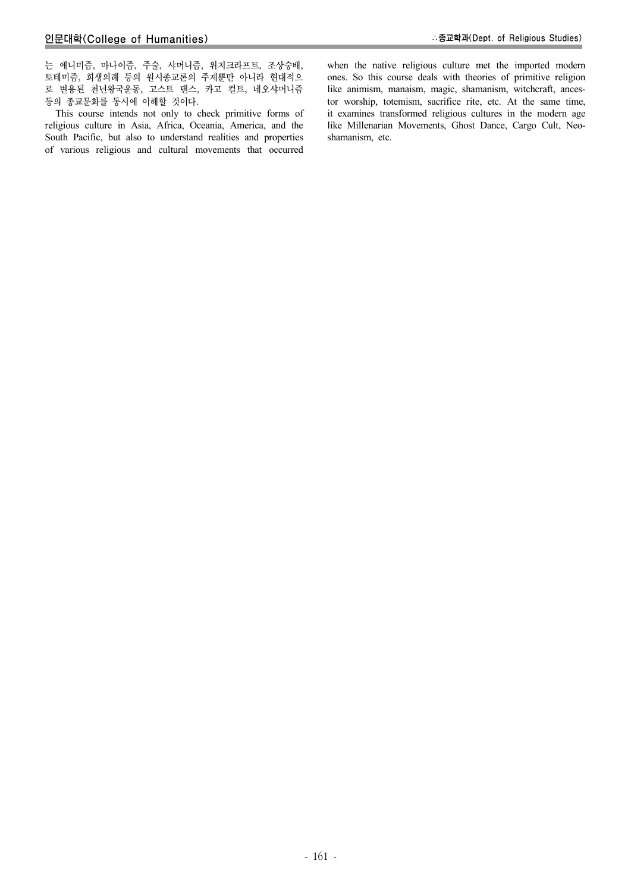는 애니미즘, 마나이즘, 주술, 샤머니즘, 위치크라프트, 조상숭배, 토테미즘, 희생의례 등의 원시종교론의 주제뿐만 아니라 현대적으로 변용된 천년왕국운동, 고스트 댄스, 카고 컬트, 네오샤머니즘 등의 종교문화를 동시에 이해할 것이다.

This course intends not only to check primitive forms of religious culture in Asia, Africa, Oceania, America, and the South Pacific, but also to understand realities and properties of various religious and cultural movements that occurred when the native religious culture met the imported modern ones. So this course deals with theories of primitive religion like animism, manaism, magic, shamanism, witchcraft, ancestor worship, totemism, sacrifice rite, etc. At the same time, it examines transformed religious cultures in the modern age like Millenarian Movements, Ghost Dance, Cargo Cult, Neo-shamanism, etc.